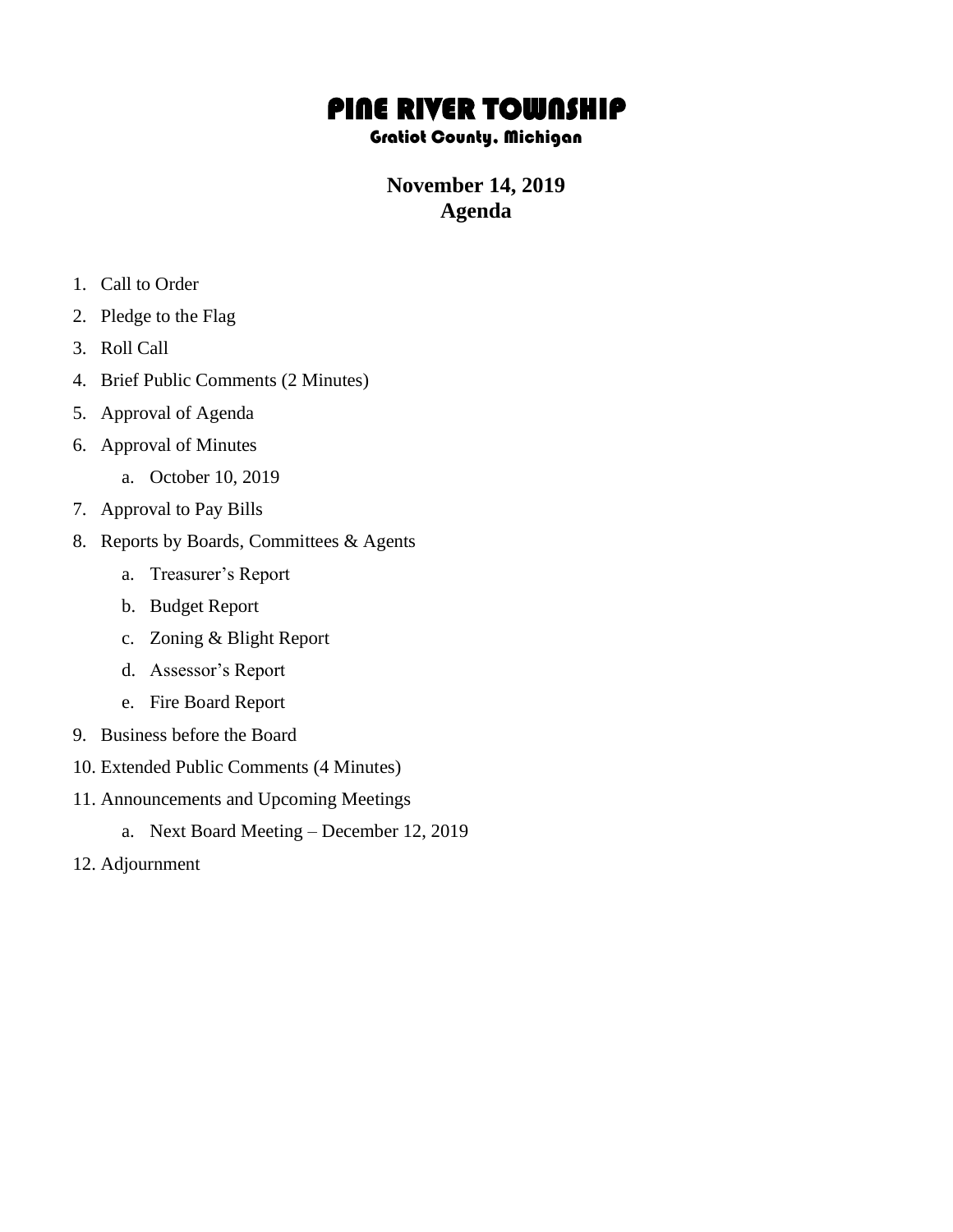# PINE RIVER TOWNSHIP

## Gratiot County, Michigan

**November 14, 2019**
**Agenda**

1. Call to Order
2. Pledge to the Flag
3. Roll Call
4. Brief Public Comments (2 Minutes)
5. Approval of Agenda
6. Approval of Minutes
   a. October 10, 2019
7. Approval to Pay Bills
8. Reports by Boards, Committees & Agents
   a. Treasurer's Report
   b. Budget Report
   c. Zoning & Blight Report
   d. Assessor's Report
   e. Fire Board Report
9. Business before the Board
10. Extended Public Comments (4 Minutes)
11. Announcements and Upcoming Meetings
    a. Next Board Meeting – December 12, 2019
12. Adjournment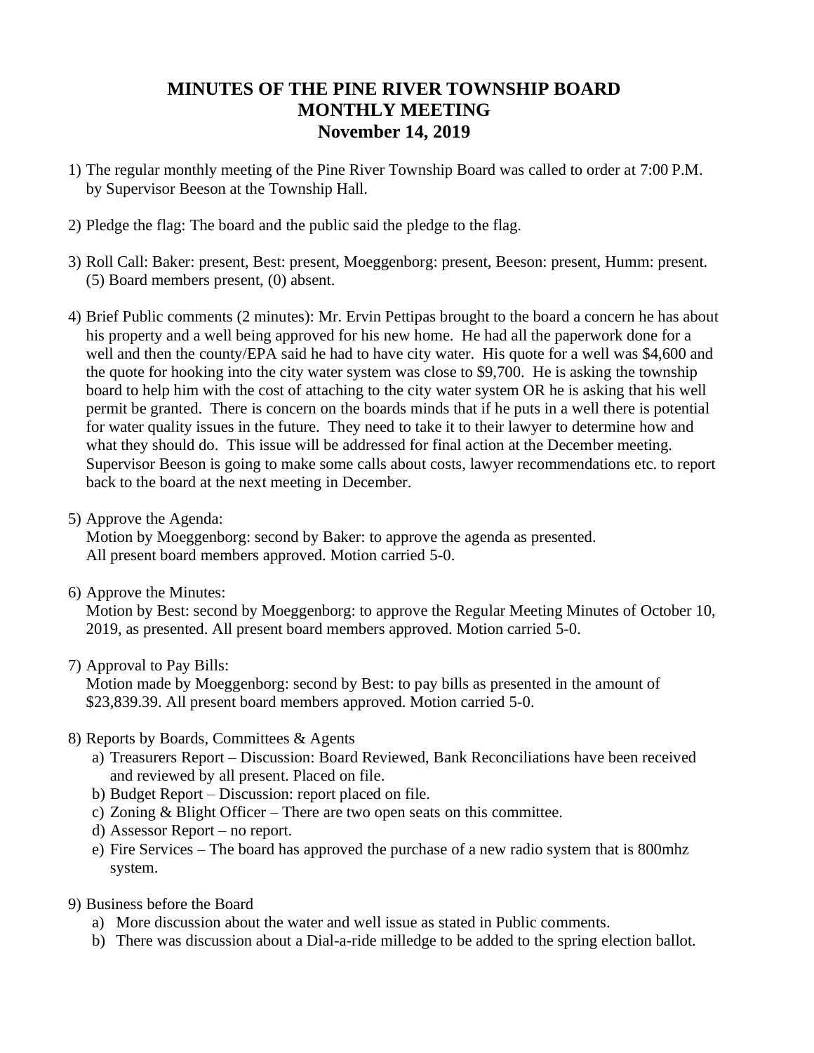# MINUTES OF THE PINE RIVER TOWNSHIP BOARD MONTHLY MEETING November 14, 2019

1) The regular monthly meeting of the Pine River Township Board was called to order at 7:00 P.M. by Supervisor Beeson at the Township Hall.

2) Pledge the flag: The board and the public said the pledge to the flag.

3) Roll Call: Baker: present, Best: present, Moeggenborg: present, Beeson: present, Humm: present. (5) Board members present, (0) absent.

4) Brief Public comments (2 minutes): Mr. Ervin Pettipas brought to the board a concern he has about his property and a well being approved for his new home. He had all the paperwork done for a well and then the county/EPA said he had to have city water. His quote for a well was $4,600 and the quote for hooking into the city water system was close to $9,700. He is asking the township board to help him with the cost of attaching to the city water system OR he is asking that his well permit be granted. There is concern on the boards minds that if he puts in a well there is potential for water quality issues in the future. They need to take it to their lawyer to determine how and what they should do. This issue will be addressed for final action at the December meeting. Supervisor Beeson is going to make some calls about costs, lawyer recommendations etc. to report back to the board at the next meeting in December.

5) Approve the Agenda:
   Motion by Moeggenborg: second by Baker: to approve the agenda as presented. All present board members approved. Motion carried 5-0.

6) Approve the Minutes:
   Motion by Best: second by Moeggenborg: to approve the Regular Meeting Minutes of October 10, 2019, as presented. All present board members approved. Motion carried 5-0.

7) Approval to Pay Bills:
   Motion made by Moeggenborg: second by Best: to pay bills as presented in the amount of $23,839.39. All present board members approved. Motion carried 5-0.

8) Reports by Boards, Committees & Agents
   a) Treasurers Report – Discussion: Board Reviewed, Bank Reconciliations have been received and reviewed by all present. Placed on file.
   b) Budget Report – Discussion: report placed on file.
   c) Zoning & Blight Officer – There are two open seats on this committee.
   d) Assessor Report – no report.
   e) Fire Services – The board has approved the purchase of a new radio system that is 800mhz system.

9) Business before the Board
   a) More discussion about the water and well issue as stated in Public comments.
   b) There was discussion about a Dial-a-ride milledge to be added to the spring election ballot.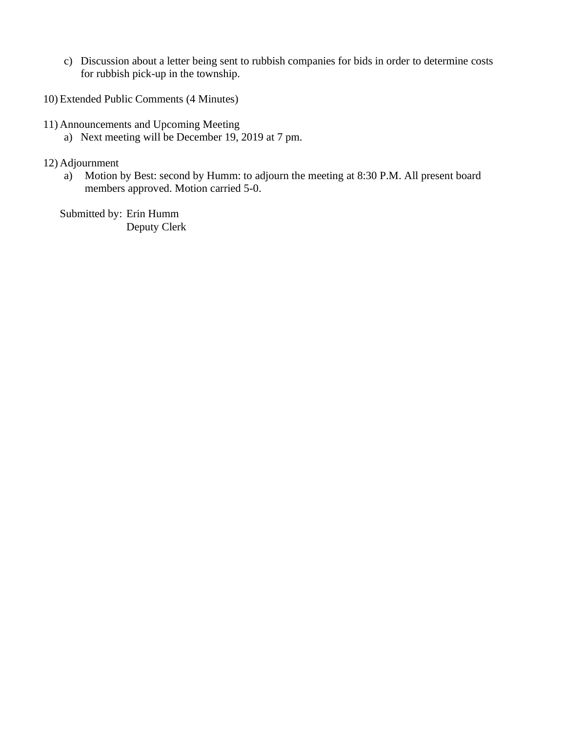c) Discussion about a letter being sent to rubbish companies for bids in order to determine costs for rubbish pick-up in the township.

10) Extended Public Comments (4 Minutes)

11) Announcements and Upcoming Meeting
    a) Next meeting will be December 19, 2019 at 7 pm.

12) Adjournment
    a) Motion by Best: second by Humm: to adjourn the meeting at 8:30 P.M. All present board members approved. Motion carried 5-0.

Submitted by: Erin Humm
Deputy Clerk